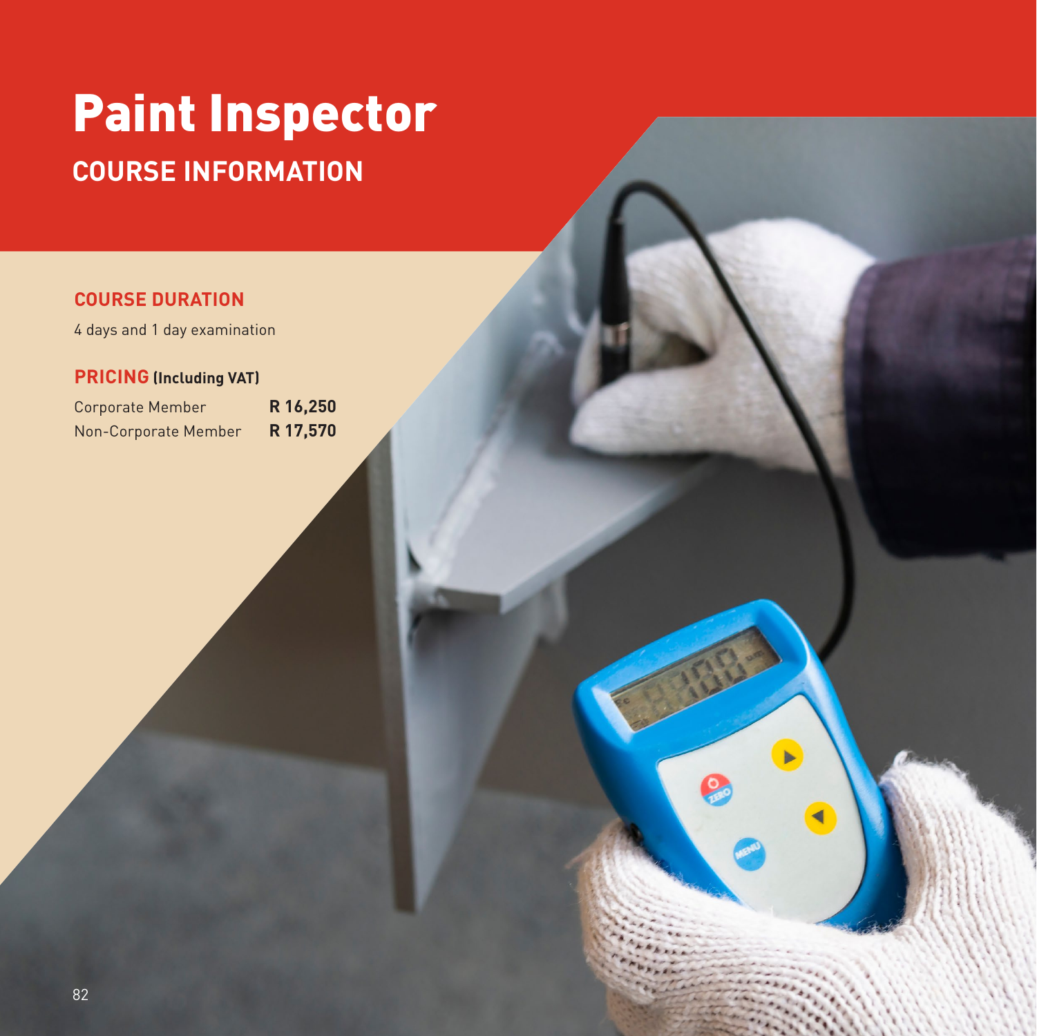# Paint Inspector

## COURSE INFORMATION

### COURSE DURATION

4 days and 1 day examination

### PRICING (Including VAT)

| | |
|---|---|
| Corporate Member | **R 16,250** |
| Non-Corporate Member | **R 17,570** |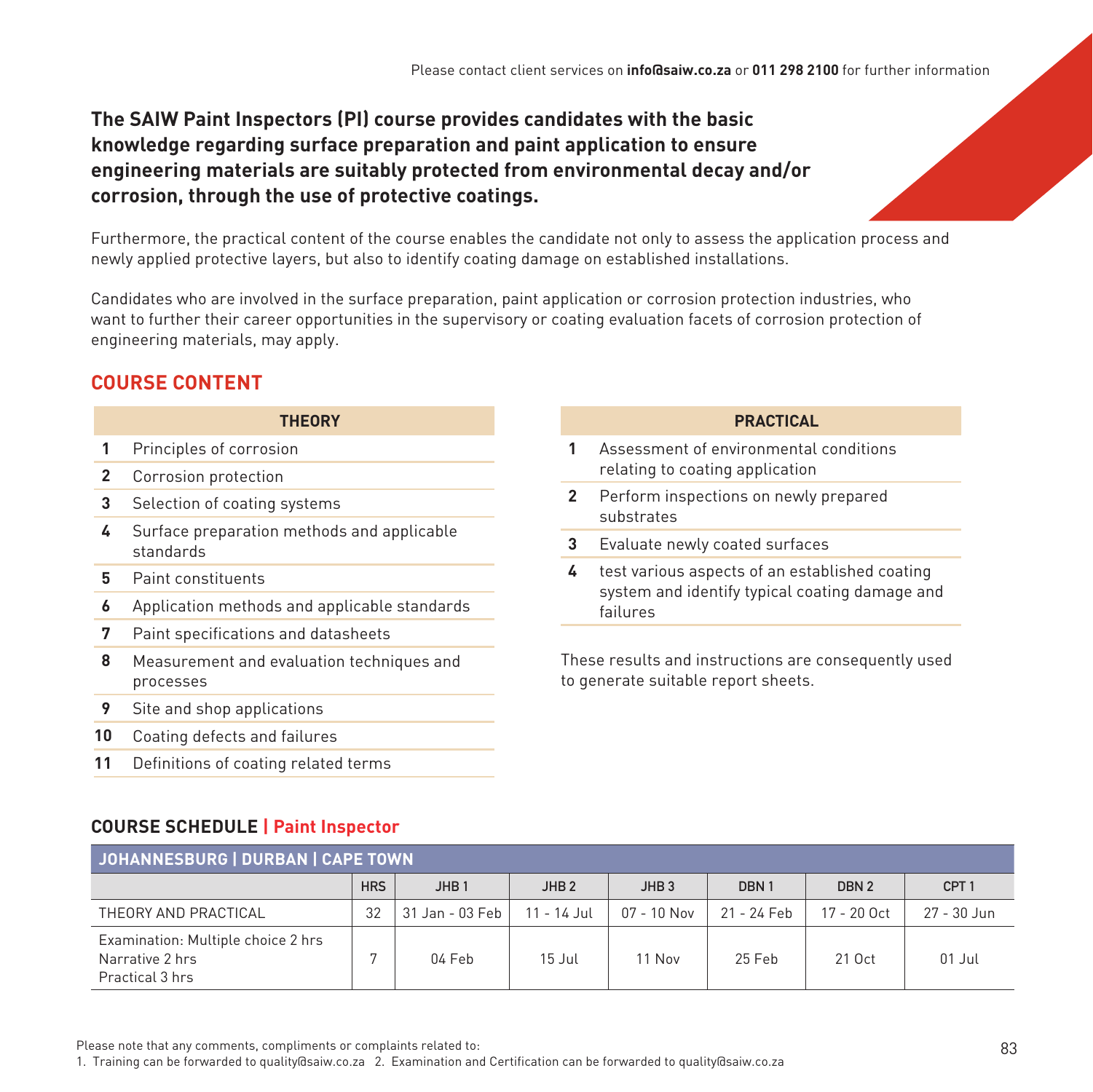Please contact client services on **info@saiw.co.za** or **011 298 2100** for further information

**The SAIW Paint Inspectors (PI) course provides candidates with the basic knowledge regarding surface preparation and paint application to ensure engineering materials are suitably protected from environmental decay and/or corrosion, through the use of protective coatings.**

Furthermore, the practical content of the course enables the candidate not only to assess the application process and newly applied protective layers, but also to identify coating damage on established installations.

Candidates who are involved in the surface preparation, paint application or corrosion protection industries, who want to further their career opportunities in the supervisory or coating evaluation facets of corrosion protection of engineering materials, may apply.

## COURSE CONTENT

| | THEORY |
|---|---|
| 1 | Principles of corrosion |
| 2 | Corrosion protection |
| 3 | Selection of coating systems |
| 4 | Surface preparation methods and applicable standards |
| 5 | Paint constituents |
| 6 | Application methods and applicable standards |
| 7 | Paint specifications and datasheets |
| 8 | Measurement and evaluation techniques and processes |
| 9 | Site and shop applications |
| 10 | Coating defects and failures |
| 11 | Definitions of coating related terms |

| | PRACTICAL |
|---|---|
| 1 | Assessment of environmental conditions relating to coating application |
| 2 | Perform inspections on newly prepared substrates |
| 3 | Evaluate newly coated surfaces |
| 4 | test various aspects of an established coating system and identify typical coating damage and failures |

These results and instructions are consequently used to generate suitable report sheets.

## COURSE SCHEDULE | Paint Inspector

| JOHANNESBURG \| DURBAN \| CAPE TOWN | | | | | | | |
|---|---|---|---|---|---|---|---|
| | HRS | JHB 1 | JHB 2 | JHB 3 | DBN 1 | DBN 2 | CPT 1 |
| THEORY AND PRACTICAL | 32 | 31 Jan - 03 Feb | 11 - 14 Jul | 07 - 10 Nov | 21 - 24 Feb | 17 - 20 Oct | 27 - 30 Jun |
| Examination: Multiple choice 2 hrs<br>Narrative 2 hrs<br>Practical 3 hrs | 7 | 04 Feb | 15 Jul | 11 Nov | 25 Feb | 21 Oct | 01 Jul |

Please note that any comments, compliments or complaints related to:
1. Training can be forwarded to quality@saiw.co.za 2. Examination and Certification can be forwarded to quality@saiw.co.za